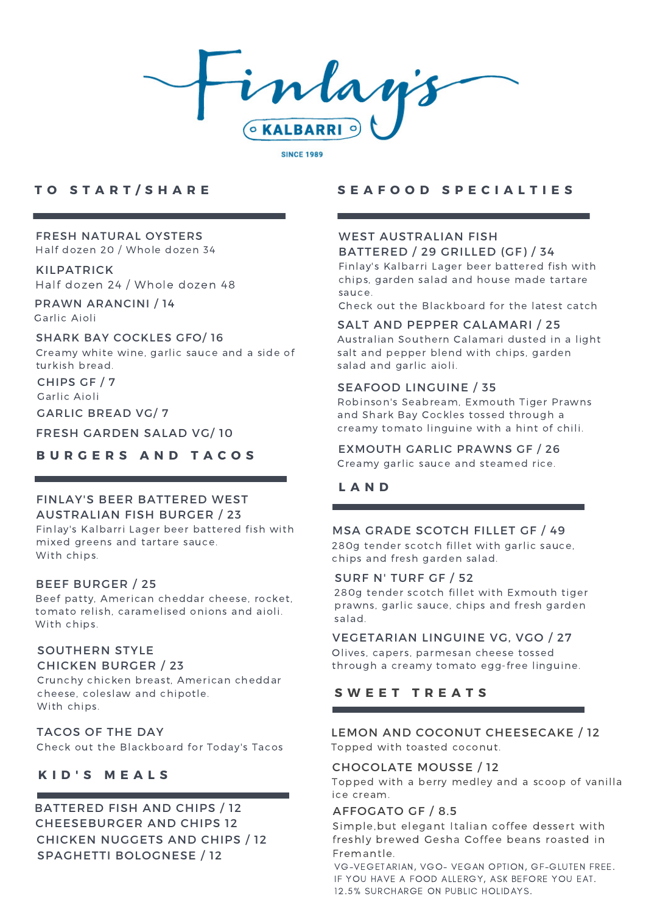# Finlay's

KALBARRI

SINCE 1989

## TO START/SHARE

**FRESH NATURAL OYSTERS**
Half dozen 20 / Whole dozen 34

**KILPATRICK**
Half dozen 24 / Whole dozen 48

**PRAWN ARANCINI / 14**
Garlic Aioli

**SHARK BAY COCKLES GFO/ 16**
Creamy white wine, garlic sauce and a side of turkish bread.

**CHIPS GF / 7**
Garlic Aioli

**GARLIC BREAD VG/ 7**

**FRESH GARDEN SALAD VG/ 10**

## BURGERS AND TACOS

**FINLAY'S BEER BATTERED WEST AUSTRALIAN FISH BURGER / 23**
Finlay's Kalbarri Lager beer battered fish with mixed greens and tartare sauce.
With chips.

**BEEF BURGER / 25**
Beef patty, American cheddar cheese, rocket, tomato relish, caramelised onions and aioli.
With chips.

**SOUTHERN STYLE CHICKEN BURGER / 23**
Crunchy chicken breast, American cheddar cheese, coleslaw and chipotle.
With chips.

**TACOS OF THE DAY**
Check out the Blackboard for Today's Tacos

## KID'S MEALS

BATTERED FISH AND CHIPS / 12
CHEESEBURGER AND CHIPS 12
CHICKEN NUGGETS AND CHIPS / 12
SPAGHETTI BOLOGNESE / 12

## SEAFOOD SPECIALTIES

**WEST AUSTRALIAN FISH**
**BATTERED / 29 GRILLED (GF) / 34**
Finlay's Kalbarri Lager beer battered fish with chips, garden salad and house made tartare sauce.
Check out the Blackboard for the latest catch

**SALT AND PEPPER CALAMARI / 25**
Australian Southern Calamari dusted in a light salt and pepper blend with chips, garden salad and garlic aioli.

**SEAFOOD LINGUINE / 35**
Robinson's Seabream, Exmouth Tiger Prawns and Shark Bay Cockles tossed through a creamy tomato linguine with a hint of chili.

**EXMOUTH GARLIC PRAWNS GF / 26**
Creamy garlic sauce and steamed rice.

## LAND

**MSA GRADE SCOTCH FILLET GF / 49**
280g tender scotch fillet with garlic sauce, chips and fresh garden salad.

**SURF N' TURF GF / 52**
280g tender scotch fillet with Exmouth tiger prawns, garlic sauce, chips and fresh garden salad.

**VEGETARIAN LINGUINE VG, VGO / 27**
Olives, capers, parmesan cheese tossed through a creamy tomato egg-free linguine.

## SWEET TREATS

**LEMON AND COCONUT CHEESECAKE / 12**
Topped with toasted coconut.

**CHOCOLATE MOUSSE / 12**
Topped with a berry medley and a scoop of vanilla ice cream.

**AFFOGATO GF / 8.5**
Simple,but elegant Italian coffee dessert with freshly brewed Gesha Coffee beans roasted in Fremantle.

VG-VEGETARIAN, VGO- VEGAN OPTION, GF-GLUTEN FREE.
IF YOU HAVE A FOOD ALLERGY, ASK BEFORE YOU EAT.
12.5% SURCHARGE ON PUBLIC HOLIDAYS.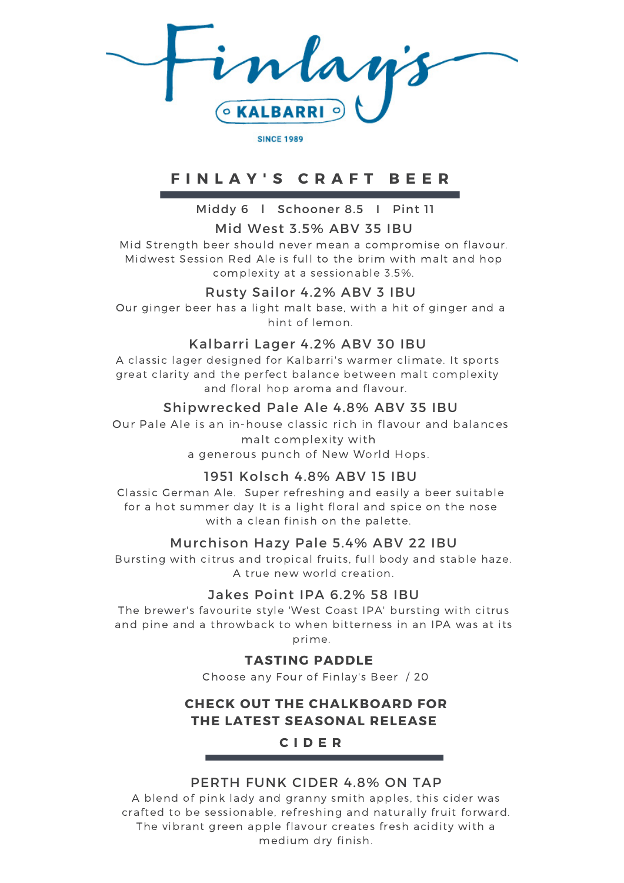# Finlay's

KALBARRI

SINCE 1989

## FINLAY'S CRAFT BEER

Middy 6 | Schooner 8.5 | Pint 11

### Mid West 3.5% ABV 35 IBU

Mid Strength beer should never mean a compromise on flavour. Midwest Session Red Ale is full to the brim with malt and hop complexity at a sessionable 3.5%.

### Rusty Sailor 4.2% ABV 3 IBU

Our ginger beer has a light malt base, with a hit of ginger and a hint of lemon.

### Kalbarri Lager 4.2% ABV 30 IBU

A classic lager designed for Kalbarri's warmer climate. It sports great clarity and the perfect balance between malt complexity and floral hop aroma and flavour.

### Shipwrecked Pale Ale 4.8% ABV 35 IBU

Our Pale Ale is an in-house classic rich in flavour and balances malt complexity with
a generous punch of New World Hops.

### 1951 Kolsch 4.8% ABV 15 IBU

Classic German Ale. Super refreshing and easily a beer suitable for a hot summer day It is a light floral and spice on the nose with a clean finish on the palette.

### Murchison Hazy Pale 5.4% ABV 22 IBU

Bursting with citrus and tropical fruits, full body and stable haze. A true new world creation.

### Jakes Point IPA 6.2% 58 IBU

The brewer's favourite style 'West Coast IPA' bursting with citrus and pine and a throwback to when bitterness in an IPA was at its prime.

**TASTING PADDLE**

Choose any Four of Finlay's Beer / 20

**CHECK OUT THE CHALKBOARD FOR THE LATEST SEASONAL RELEASE**

## CIDER

### PERTH FUNK CIDER 4.8% ON TAP

A blend of pink lady and granny smith apples, this cider was crafted to be sessionable, refreshing and naturally fruit forward. The vibrant green apple flavour creates fresh acidity with a medium dry finish.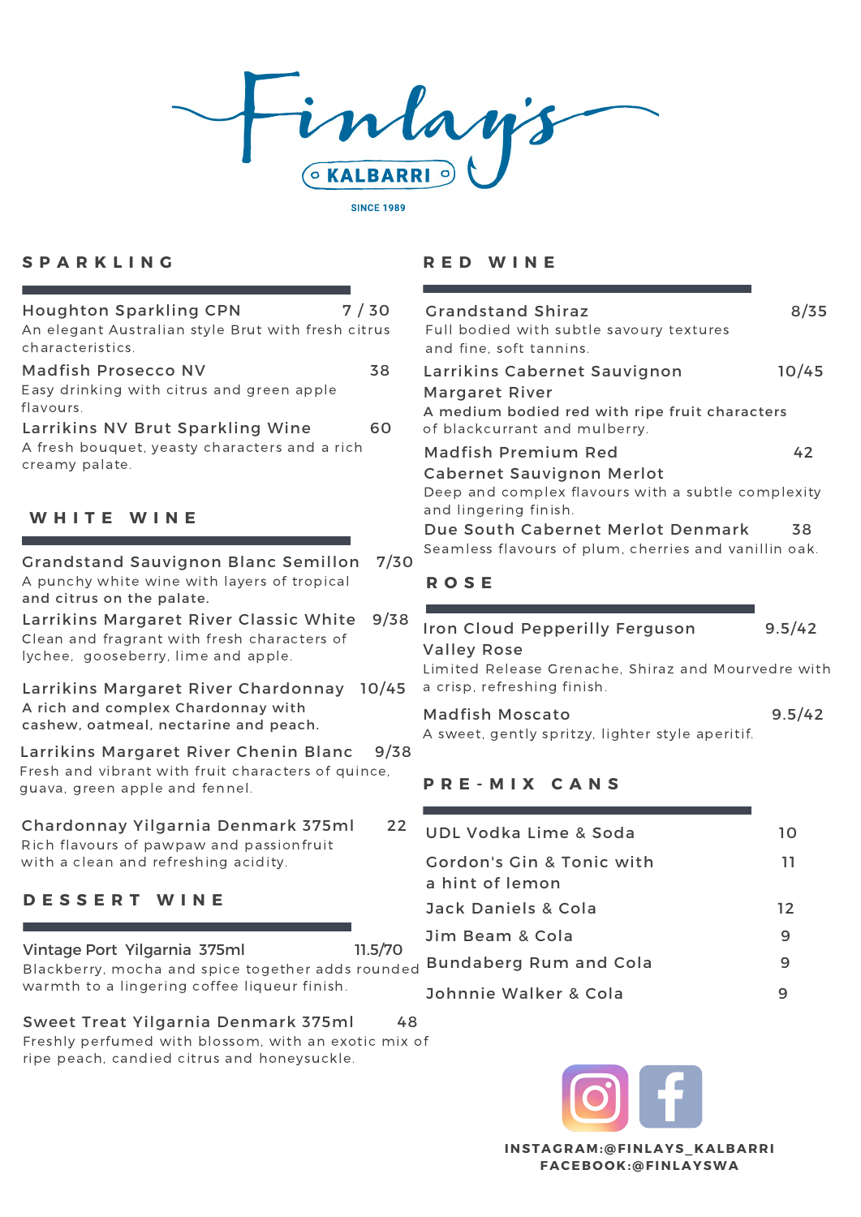# Finlay's

KALBARRI

SINCE 1989

## SPARKLING

**Houghton Sparkling CPN** — 7 / 30
An elegant Australian style Brut with fresh citrus characteristics.

**Madfish Prosecco NV** — 38
Easy drinking with citrus and green apple flavours.

**Larrikins NV Brut Sparkling Wine** — 60
A fresh bouquet, yeasty characters and a rich creamy palate.

## WHITE WINE

**Grandstand Sauvignon Blanc Semillon** — 7/30
A punchy white wine with layers of tropical and citrus on the palate.

**Larrikins Margaret River Classic White** — 9/38
Clean and fragrant with fresh characters of lychee, gooseberry, lime and apple.

**Larrikins Margaret River Chardonnay** — 10/45
A rich and complex Chardonnay with cashew, oatmeal, nectarine and peach.

**Larrikins Margaret River Chenin Blanc** — 9/38
Fresh and vibrant with fruit characters of quince, guava, green apple and fennel.

**Chardonnay Yilgarnia Denmark 375ml** — 22
Rich flavours of pawpaw and passionfruit with a clean and refreshing acidity.

## DESSERT WINE

**Vintage Port Yilgarnia 375ml** — 11.5/70
Blackberry, mocha and spice together adds rounded warmth to a lingering coffee liqueur finish.

**Sweet Treat Yilgarnia Denmark 375ml** — 48
Freshly perfumed with blossom, with an exotic mix of ripe peach, candied citrus and honeysuckle.

## RED WINE

**Grandstand Shiraz** — 8/35
Full bodied with subtle savoury textures and fine, soft tannins.

**Larrikins Cabernet Sauvignon Margaret River** — 10/45
A medium bodied red with ripe fruit characters of blackcurrant and mulberry.

**Madfish Premium Red Cabernet Sauvignon Merlot** — 42
Deep and complex flavours with a subtle complexity and lingering finish.

**Due South Cabernet Merlot Denmark** — 38
Seamless flavours of plum, cherries and vanillin oak.

## ROSE

**Iron Cloud Pepperilly Ferguson Valley Rose** — 9.5/42
Limited Release Grenache, Shiraz and Mourvedre with a crisp, refreshing finish.

**Madfish Moscato** — 9.5/42
A sweet, gently spritzy, lighter style aperitif.

## PRE-MIX CANS

| | |
|---|---|
| UDL Vodka Lime & Soda | 10 |
| Gordon's Gin & Tonic with a hint of lemon | 11 |
| Jack Daniels & Cola | 12 |
| Jim Beam & Cola | 9 |
| Bundaberg Rum and Cola | 9 |
| Johnnie Walker & Cola | 9 |

INSTAGRAM:@FINLAYS_KALBARRI
FACEBOOK:@FINLAYSWA